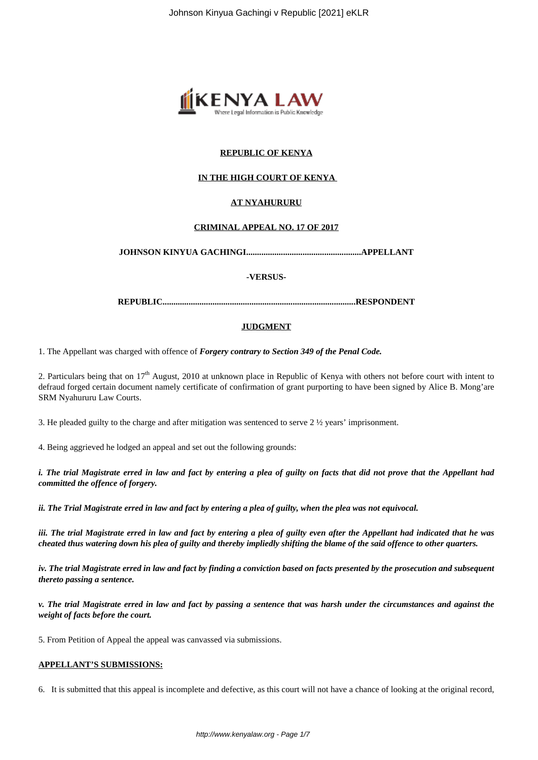**REPUBLIC OF KENYA**

**IN THE HIGH COURT OF KENYA**

**AT NYAHURURU**

**CRIMINAL APPEAL NO. 17 OF 2017**

**JOHNSON KINYUA GACHINGI.....................................................APPELLANT**

**-VERSUS-**

**REPUBLIC.........................................................................................RESPONDENT**

**JUDGMENT**

1. The Appellant was charged with offence of ***Forgery contrary to Section 349 of the Penal Code.***

2. Particulars being that on 17th August, 2010 at unknown place in Republic of Kenya with others not before court with intent to defraud forged certain document namely certificate of confirmation of grant purporting to have been signed by Alice B. Mong'are SRM Nyahururu Law Courts.

3. He pleaded guilty to the charge and after mitigation was sentenced to serve 2 ½ years' imprisonment.

4. Being aggrieved he lodged an appeal and set out the following grounds:

***i. The trial Magistrate erred in law and fact by entering a plea of guilty on facts that did not prove that the Appellant had committed the offence of forgery.***

***ii. The Trial Magistrate erred in law and fact by entering a plea of guilty, when the plea was not equivocal.***

***iii. The trial Magistrate erred in law and fact by entering a plea of guilty even after the Appellant had indicated that he was cheated thus watering down his plea of guilty and thereby impliedly shifting the blame of the said offence to other quarters.***

***iv. The trial Magistrate erred in law and fact by finding a conviction based on facts presented by the prosecution and subsequent thereto passing a sentence.***

***v. The trial Magistrate erred in law and fact by passing a sentence that was harsh under the circumstances and against the weight of facts before the court.***

5. From Petition of Appeal the appeal was canvassed via submissions.

**APPELLANT'S SUBMISSIONS:**

6. It is submitted that this appeal is incomplete and defective, as this court will not have a chance of looking at the original record,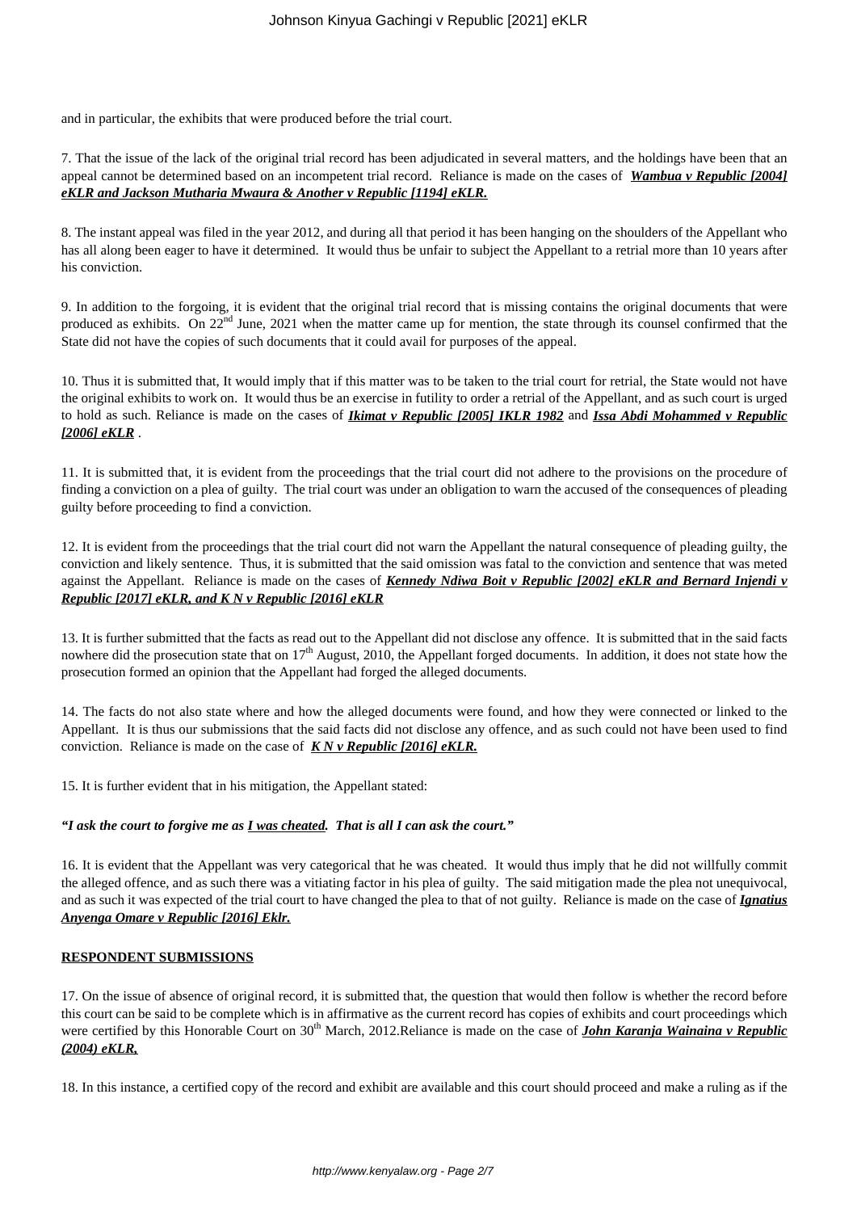and in particular, the exhibits that were produced before the trial court.

7. That the issue of the lack of the original trial record has been adjudicated in several matters, and the holdings have been that an appeal cannot be determined based on an incompetent trial record. Reliance is made on the cases of ***Wambua v Republic [2004] eKLR and Jackson Mutharia Mwaura & Another v Republic [1194] eKLR.***

8. The instant appeal was filed in the year 2012, and during all that period it has been hanging on the shoulders of the Appellant who has all along been eager to have it determined. It would thus be unfair to subject the Appellant to a retrial more than 10 years after his conviction.

9. In addition to the forgoing, it is evident that the original trial record that is missing contains the original documents that were produced as exhibits. On 22nd June, 2021 when the matter came up for mention, the state through its counsel confirmed that the State did not have the copies of such documents that it could avail for purposes of the appeal.

10. Thus it is submitted that, It would imply that if this matter was to be taken to the trial court for retrial, the State would not have the original exhibits to work on. It would thus be an exercise in futility to order a retrial of the Appellant, and as such court is urged to hold as such. Reliance is made on the cases of ***Ikimat v Republic [2005] IKLR 1982*** and ***Issa Abdi Mohammed v Republic [2006] eKLR*** .

11. It is submitted that, it is evident from the proceedings that the trial court did not adhere to the provisions on the procedure of finding a conviction on a plea of guilty. The trial court was under an obligation to warn the accused of the consequences of pleading guilty before proceeding to find a conviction.

12. It is evident from the proceedings that the trial court did not warn the Appellant the natural consequence of pleading guilty, the conviction and likely sentence. Thus, it is submitted that the said omission was fatal to the conviction and sentence that was meted against the Appellant. Reliance is made on the cases of ***Kennedy Ndiwa Boit v Republic [2002] eKLR and Bernard Injendi v Republic [2017] eKLR, and K N v Republic [2016] eKLR***

13. It is further submitted that the facts as read out to the Appellant did not disclose any offence. It is submitted that in the said facts nowhere did the prosecution state that on 17th August, 2010, the Appellant forged documents. In addition, it does not state how the prosecution formed an opinion that the Appellant had forged the alleged documents.

14. The facts do not also state where and how the alleged documents were found, and how they were connected or linked to the Appellant. It is thus our submissions that the said facts did not disclose any offence, and as such could not have been used to find conviction. Reliance is made on the case of ***K N v Republic [2016] eKLR.***

15. It is further evident that in his mitigation, the Appellant stated:

***"I ask the court to forgive me as I was cheated. That is all I can ask the court."***

16. It is evident that the Appellant was very categorical that he was cheated. It would thus imply that he did not willfully commit the alleged offence, and as such there was a vitiating factor in his plea of guilty. The said mitigation made the plea not unequivocal, and as such it was expected of the trial court to have changed the plea to that of not guilty. Reliance is made on the case of ***Ignatius Anyenga Omare v Republic [2016] Eklr.***

**RESPONDENT SUBMISSIONS**

17. On the issue of absence of original record, it is submitted that, the question that would then follow is whether the record before this court can be said to be complete which is in affirmative as the current record has copies of exhibits and court proceedings which were certified by this Honorable Court on 30th March, 2012.Reliance is made on the case of ***John Karanja Wainaina v Republic (2004) eKLR,***

18. In this instance, a certified copy of the record and exhibit are available and this court should proceed and make a ruling as if the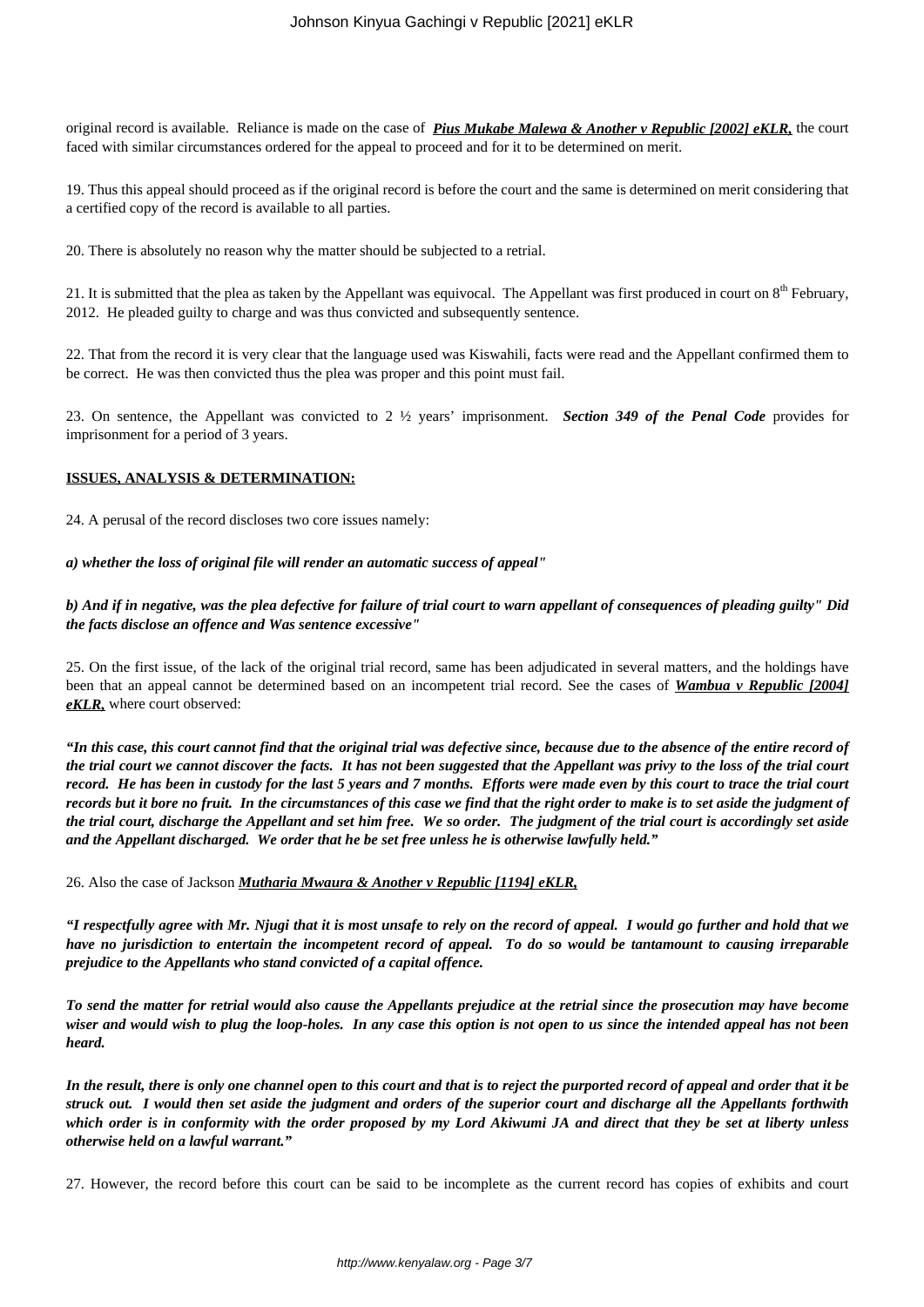original record is available. Reliance is made on the case of ***Pius Mukabe Malewa & Another v Republic [2002] eKLR,*** the court faced with similar circumstances ordered for the appeal to proceed and for it to be determined on merit.

19. Thus this appeal should proceed as if the original record is before the court and the same is determined on merit considering that a certified copy of the record is available to all parties.

20. There is absolutely no reason why the matter should be subjected to a retrial.

21. It is submitted that the plea as taken by the Appellant was equivocal. The Appellant was first produced in court on 8th February, 2012. He pleaded guilty to charge and was thus convicted and subsequently sentence.

22. That from the record it is very clear that the language used was Kiswahili, facts were read and the Appellant confirmed them to be correct. He was then convicted thus the plea was proper and this point must fail.

23. On sentence, the Appellant was convicted to 2 ½ years' imprisonment. ***Section 349 of the Penal Code*** provides for imprisonment for a period of 3 years.

**ISSUES, ANALYSIS & DETERMINATION:**

24. A perusal of the record discloses two core issues namely:

***a) whether the loss of original file will render an automatic success of appeal"***

***b) And if in negative, was the plea defective for failure of trial court to warn appellant of consequences of pleading guilty" Did the facts disclose an offence and Was sentence excessive"***

25. On the first issue, of the lack of the original trial record, same has been adjudicated in several matters, and the holdings have been that an appeal cannot be determined based on an incompetent trial record. See the cases of ***Wambua v Republic [2004] eKLR,*** where court observed:

***"In this case, this court cannot find that the original trial was defective since, because due to the absence of the entire record of the trial court we cannot discover the facts. It has not been suggested that the Appellant was privy to the loss of the trial court record. He has been in custody for the last 5 years and 7 months. Efforts were made even by this court to trace the trial court records but it bore no fruit. In the circumstances of this case we find that the right order to make is to set aside the judgment of the trial court, discharge the Appellant and set him free. We so order. The judgment of the trial court is accordingly set aside and the Appellant discharged. We order that he be set free unless he is otherwise lawfully held."***

26. Also the case of Jackson ***Mutharia Mwaura & Another v Republic [1194] eKLR,***

***"I respectfully agree with Mr. Njugi that it is most unsafe to rely on the record of appeal. I would go further and hold that we have no jurisdiction to entertain the incompetent record of appeal. To do so would be tantamount to causing irreparable prejudice to the Appellants who stand convicted of a capital offence.***

***To send the matter for retrial would also cause the Appellants prejudice at the retrial since the prosecution may have become wiser and would wish to plug the loop-holes. In any case this option is not open to us since the intended appeal has not been heard.***

***In the result, there is only one channel open to this court and that is to reject the purported record of appeal and order that it be struck out. I would then set aside the judgment and orders of the superior court and discharge all the Appellants forthwith which order is in conformity with the order proposed by my Lord Akiwumi JA and direct that they be set at liberty unless otherwise held on a lawful warrant."***

27. However, the record before this court can be said to be incomplete as the current record has copies of exhibits and court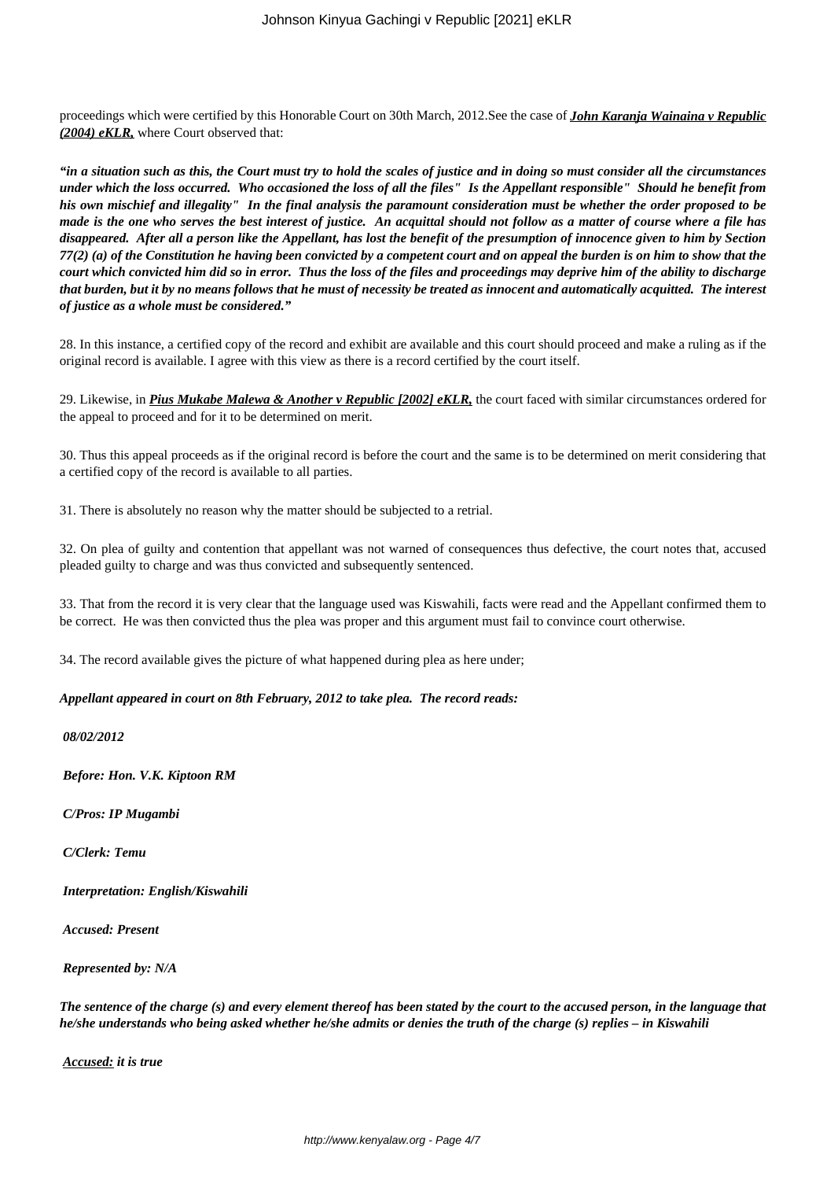proceedings which were certified by this Honorable Court on 30th March, 2012.See the case of ***John Karanja Wainaina v Republic (2004) eKLR,*** where Court observed that:

***"in a situation such as this, the Court must try to hold the scales of justice and in doing so must consider all the circumstances under which the loss occurred. Who occasioned the loss of all the files" Is the Appellant responsible" Should he benefit from his own mischief and illegality" In the final analysis the paramount consideration must be whether the order proposed to be made is the one who serves the best interest of justice. An acquittal should not follow as a matter of course where a file has disappeared. After all a person like the Appellant, has lost the benefit of the presumption of innocence given to him by Section 77(2) (a) of the Constitution he having been convicted by a competent court and on appeal the burden is on him to show that the court which convicted him did so in error. Thus the loss of the files and proceedings may deprive him of the ability to discharge that burden, but it by no means follows that he must of necessity be treated as innocent and automatically acquitted. The interest of justice as a whole must be considered."***

28. In this instance, a certified copy of the record and exhibit are available and this court should proceed and make a ruling as if the original record is available. I agree with this view as there is a record certified by the court itself.

29. Likewise, in ***Pius Mukabe Malewa & Another v Republic [2002] eKLR,*** the court faced with similar circumstances ordered for the appeal to proceed and for it to be determined on merit.

30. Thus this appeal proceeds as if the original record is before the court and the same is to be determined on merit considering that a certified copy of the record is available to all parties.

31. There is absolutely no reason why the matter should be subjected to a retrial.

32. On plea of guilty and contention that appellant was not warned of consequences thus defective, the court notes that, accused pleaded guilty to charge and was thus convicted and subsequently sentenced.

33. That from the record it is very clear that the language used was Kiswahili, facts were read and the Appellant confirmed them to be correct. He was then convicted thus the plea was proper and this argument must fail to convince court otherwise.

34. The record available gives the picture of what happened during plea as here under;

***Appellant appeared in court on 8th February, 2012 to take plea. The record reads:***

***08/02/2012***

***Before: Hon. V.K. Kiptoon RM***

***C/Pros: IP Mugambi***

***C/Clerk: Temu***

***Interpretation: English/Kiswahili***

***Accused: Present***

***Represented by: N/A***

***The sentence of the charge (s) and every element thereof has been stated by the court to the accused person, in the language that he/she understands who being asked whether he/she admits or denies the truth of the charge (s) replies – in Kiswahili***

***Accused:** it is true*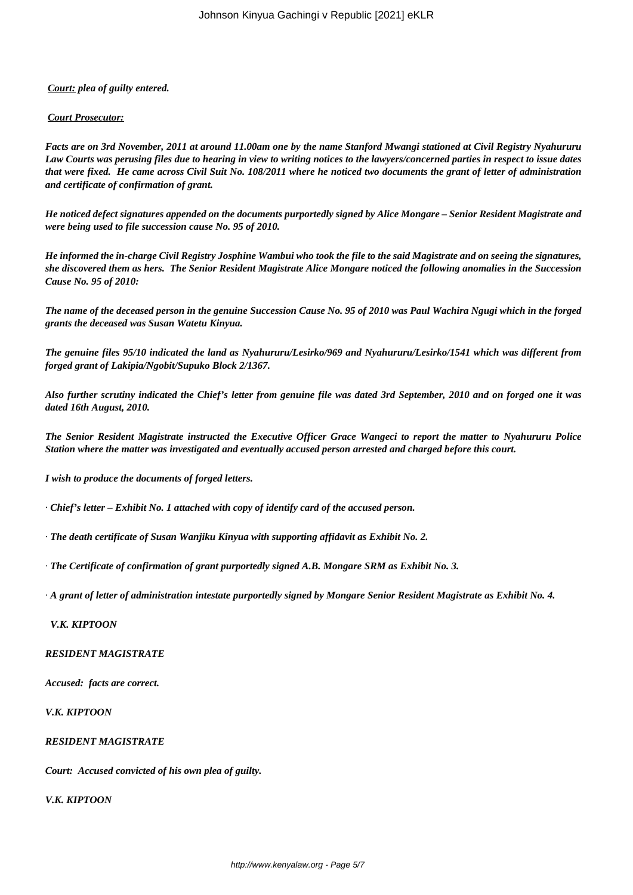***Court:* plea of guilty entered.**

***Court Prosecutor:***

***Facts are on 3rd November, 2011 at around 11.00am one by the name Stanford Mwangi stationed at Civil Registry Nyahururu Law Courts was perusing files due to hearing in view to writing notices to the lawyers/concerned parties in respect to issue dates that were fixed. He came across Civil Suit No. 108/2011 where he noticed two documents the grant of letter of administration and certificate of confirmation of grant.***

***He noticed defect signatures appended on the documents purportedly signed by Alice Mongare – Senior Resident Magistrate and were being used to file succession cause No. 95 of 2010.***

***He informed the in-charge Civil Registry Josphine Wambui who took the file to the said Magistrate and on seeing the signatures, she discovered them as hers. The Senior Resident Magistrate Alice Mongare noticed the following anomalies in the Succession Cause No. 95 of 2010:***

***The name of the deceased person in the genuine Succession Cause No. 95 of 2010 was Paul Wachira Ngugi which in the forged grants the deceased was Susan Watetu Kinyua.***

***The genuine files 95/10 indicated the land as Nyahururu/Lesirko/969 and Nyahururu/Lesirko/1541 which was different from forged grant of Lakipia/Ngobit/Supuko Block 2/1367.***

***Also further scrutiny indicated the Chief's letter from genuine file was dated 3rd September, 2010 and on forged one it was dated 16th August, 2010.***

***The Senior Resident Magistrate instructed the Executive Officer Grace Wangeci to report the matter to Nyahururu Police Station where the matter was investigated and eventually accused person arrested and charged before this court.***

***I wish to produce the documents of forged letters.***

- ***Chief's letter – Exhibit No. 1 attached with copy of identify card of the accused person.***
- ***The death certificate of Susan Wanjiku Kinyua with supporting affidavit as Exhibit No. 2.***
- ***The Certificate of confirmation of grant purportedly signed A.B. Mongare SRM as Exhibit No. 3.***
- ***A grant of letter of administration intestate purportedly signed by Mongare Senior Resident Magistrate as Exhibit No. 4.***

***V.K. KIPTOON***

***RESIDENT MAGISTRATE***

***Accused: facts are correct.***

***V.K. KIPTOON***

***RESIDENT MAGISTRATE***

***Court: Accused convicted of his own plea of guilty.***

***V.K. KIPTOON***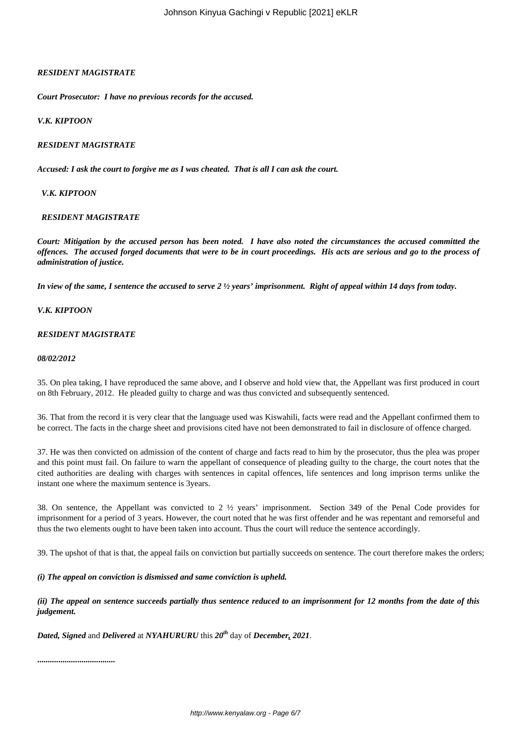***RESIDENT MAGISTRATE***

***Court Prosecutor: I have no previous records for the accused.***

***V.K. KIPTOON***

***RESIDENT MAGISTRATE***

***Accused: I ask the court to forgive me as I was cheated. That is all I can ask the court.***

***V.K. KIPTOON***

***RESIDENT MAGISTRATE***

***Court: Mitigation by the accused person has been noted. I have also noted the circumstances the accused committed the offences. The accused forged documents that were to be in court proceedings. His acts are serious and go to the process of administration of justice.***

***In view of the same, I sentence the accused to serve 2 ½ years' imprisonment. Right of appeal within 14 days from today.***

***V.K. KIPTOON***

***RESIDENT MAGISTRATE***

***08/02/2012***

35. On plea taking, I have reproduced the same above, and I observe and hold view that, the Appellant was first produced in court on 8th February, 2012. He pleaded guilty to charge and was thus convicted and subsequently sentenced.

36. That from the record it is very clear that the language used was Kiswahili, facts were read and the Appellant confirmed them to be correct. The facts in the charge sheet and provisions cited have not been demonstrated to fail in disclosure of offence charged.

37. He was then convicted on admission of the content of charge and facts read to him by the prosecutor, thus the plea was proper and this point must fail. On failure to warn the appellant of consequence of pleading guilty to the charge, the court notes that the cited authorities are dealing with charges with sentences in capital offences, life sentences and long imprison terms unlike the instant one where the maximum sentence is 3years.

38. On sentence, the Appellant was convicted to 2 ½ years' imprisonment. Section 349 of the Penal Code provides for imprisonment for a period of 3 years. However, the court noted that he was first offender and he was repentant and remorseful and thus the two elements ought to have been taken into account. Thus the court will reduce the sentence accordingly.

39. The upshot of that is that, the appeal fails on conviction but partially succeeds on sentence. The court therefore makes the orders;

***(i) The appeal on conviction is dismissed and same conviction is upheld.***

***(ii) The appeal on sentence succeeds partially thus sentence reduced to an imprisonment for 12 months from the date of this judgement.***

***Dated, Signed*** and ***Delivered*** at ***NYAHURURU*** this ***20th*** day of ***December, 2021***.

***....................................***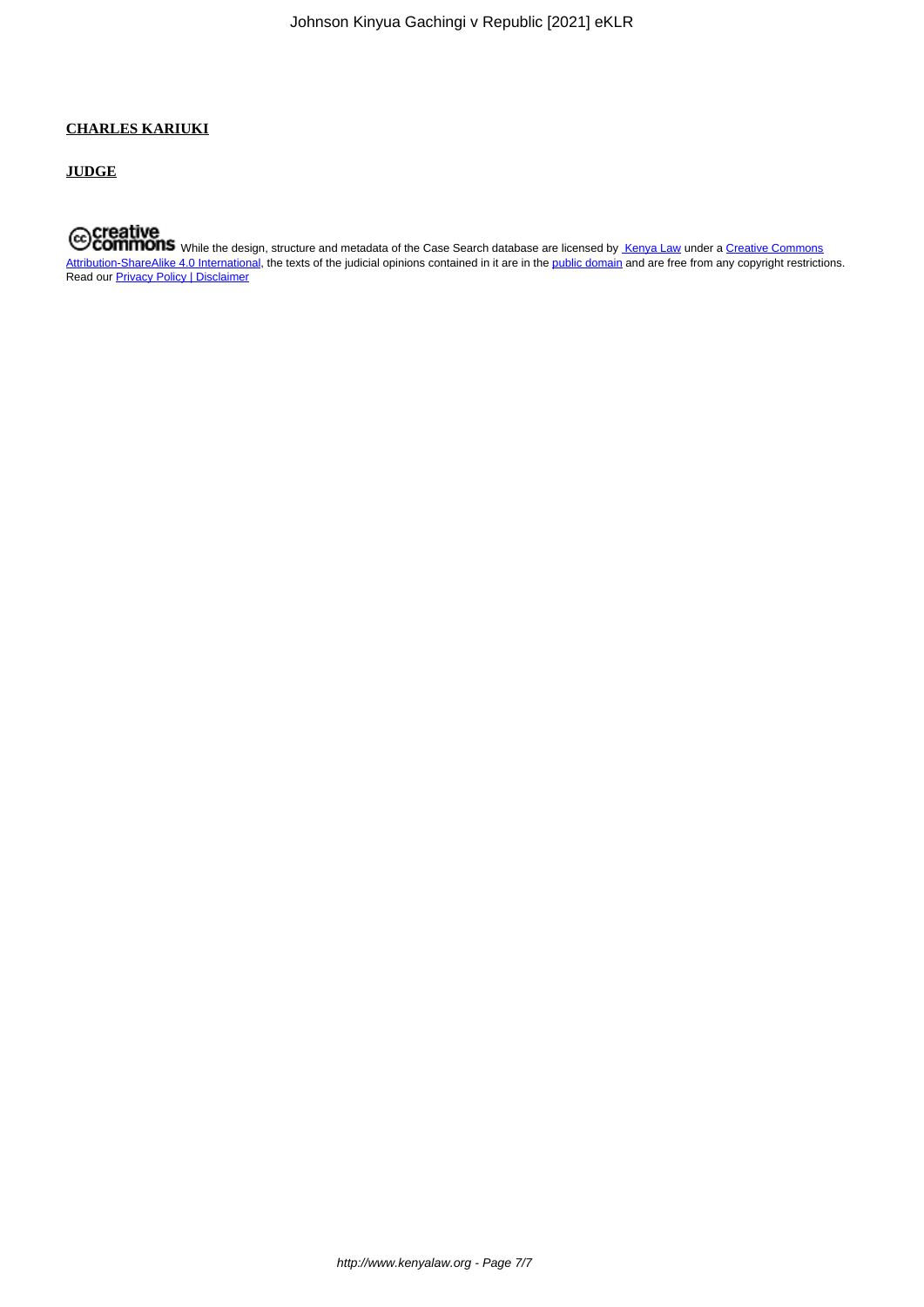**CHARLES KARIUKI**

**JUDGE**

While the design, structure and metadata of the Case Search database are licensed by Kenya Law under a Creative Commons Attribution-ShareAlike 4.0 International, the texts of the judicial opinions contained in it are in the public domain and are free from any copyright restrictions. Read our Privacy Policy | Disclaimer